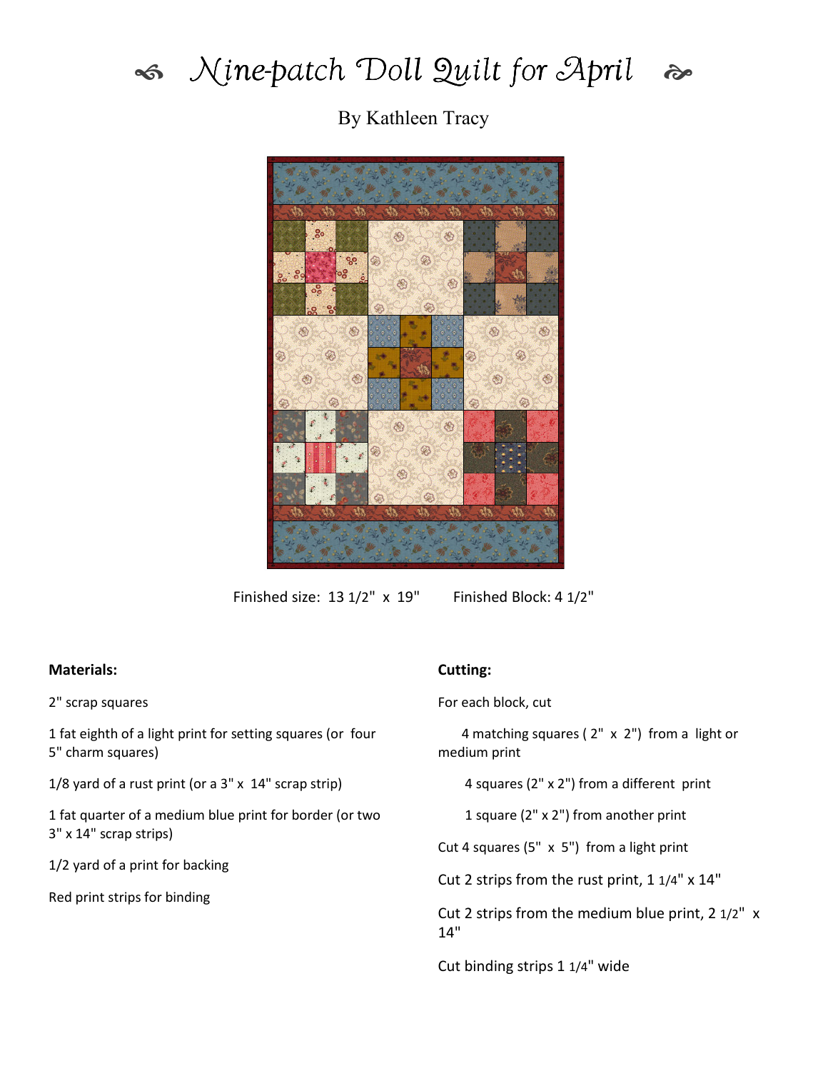# Nine-patch Doll Quilt for April

By Kathleen Tracy

Finished size: 13 1/2" x 19"     Finished Block: 4 1/2"

**Materials:**

2" scrap squares

1 fat eighth of a light print for setting squares (or four 5" charm squares)

1/8 yard of a rust print (or a 3" x 14" scrap strip)

1 fat quarter of a medium blue print for border (or two 3" x 14" scrap strips)

1/2 yard of a print for backing

Red print strips for binding

**Cutting:**

For each block, cut

4 matching squares ( 2" x 2") from a light or medium print

4 squares (2" x 2") from a different print

1 square (2" x 2") from another print

Cut 4 squares (5" x 5") from a light print

Cut 2 strips from the rust print, 1 1/4" x 14"

Cut 2 strips from the medium blue print, 2 1/2" x 14"

Cut binding strips 1 1/4" wide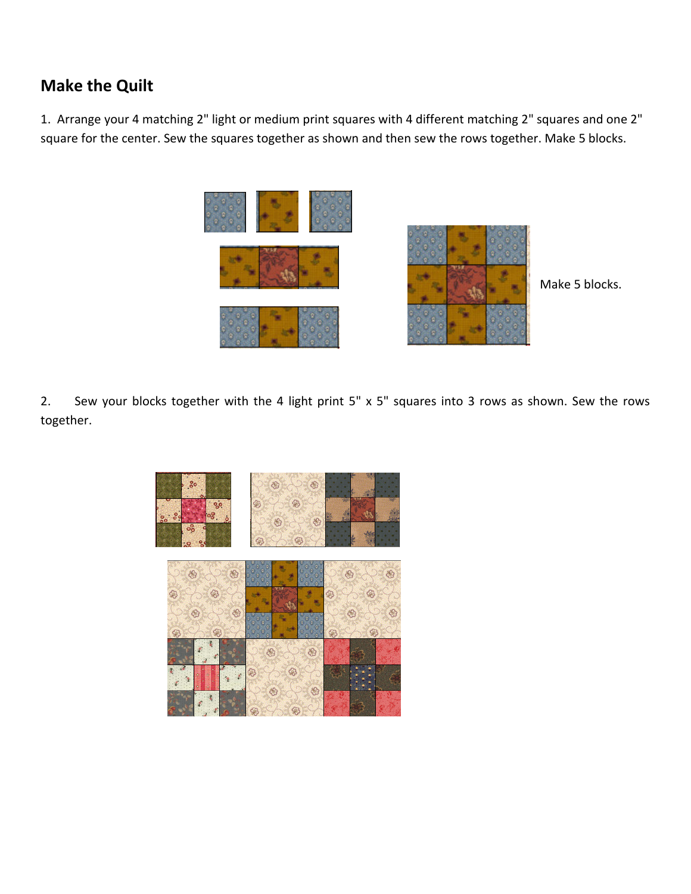## Make the Quilt

1. Arrange your 4 matching 2" light or medium print squares with 4 different matching 2" squares and one 2" square for the center. Sew the squares together as shown and then sew the rows together. Make 5 blocks.

Make 5 blocks.

2. Sew your blocks together with the 4 light print 5" x 5" squares into 3 rows as shown. Sew the rows together.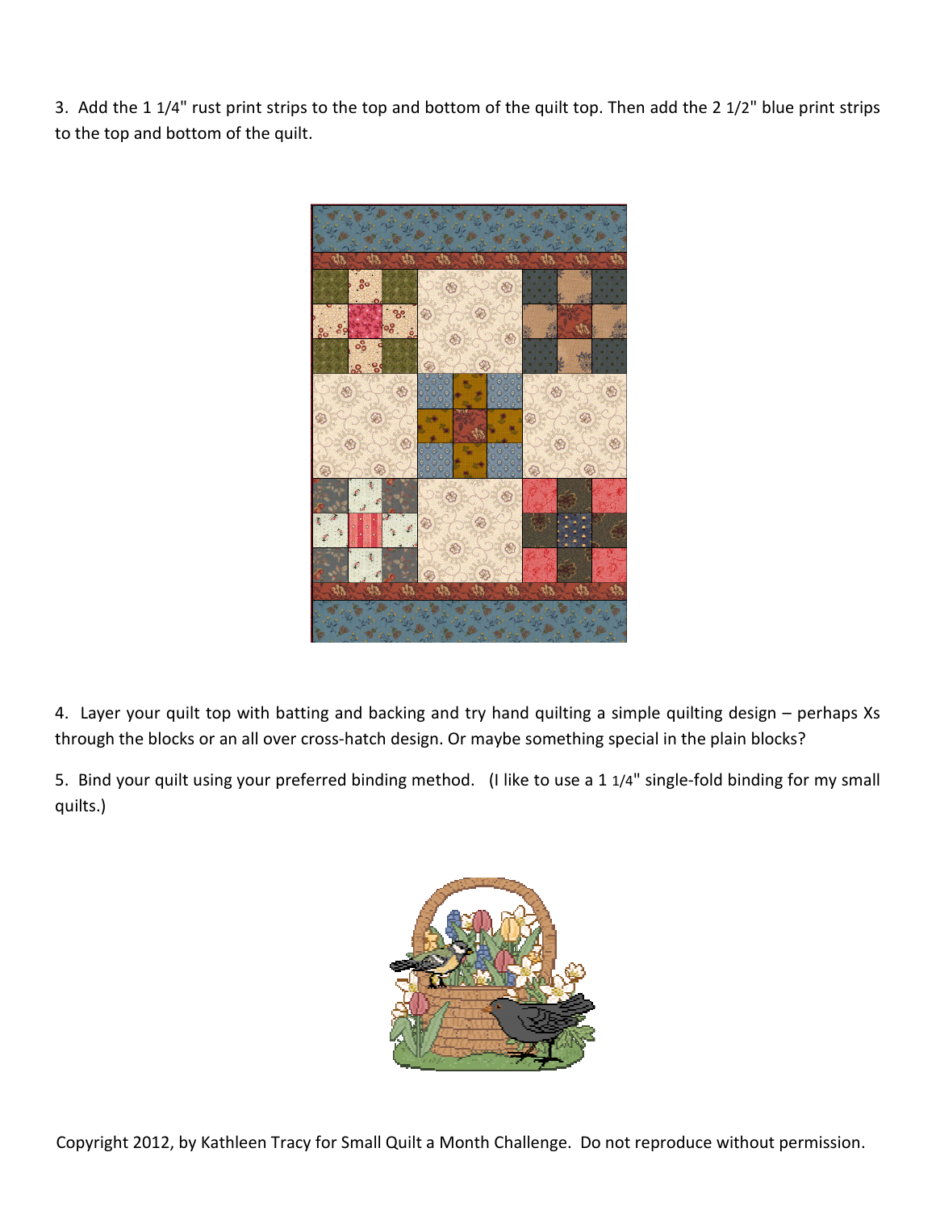3. Add the 1 1/4" rust print strips to the top and bottom of the quilt top. Then add the 2 1/2" blue print strips to the top and bottom of the quilt.

4. Layer your quilt top with batting and backing and try hand quilting a simple quilting design – perhaps Xs through the blocks or an all over cross-hatch design. Or maybe something special in the plain blocks?

5. Bind your quilt using your preferred binding method. (I like to use a 1 1/4" single-fold binding for my small quilts.)

Copyright 2012, by Kathleen Tracy for Small Quilt a Month Challenge. Do not reproduce without permission.